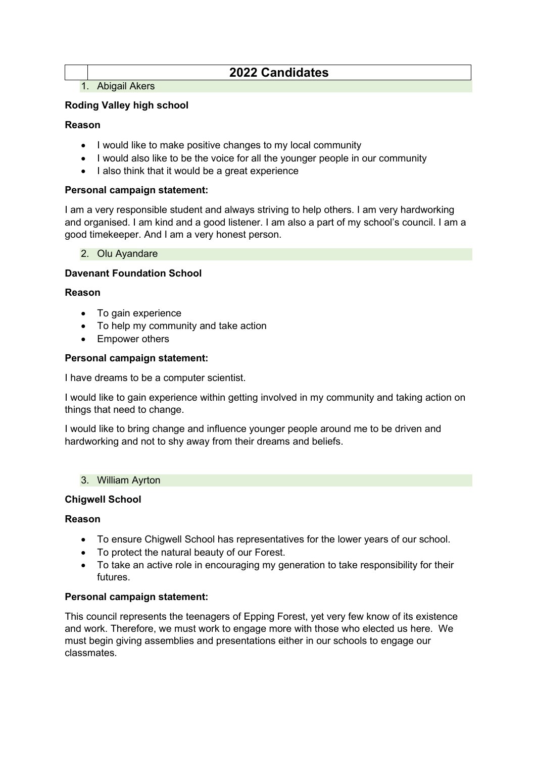# 2022 Candidates

## 1. Abigail Akers

**Roding Valley high school**

**Reason**

- I would like to make positive changes to my local community
- I would also like to be the voice for all the younger people in our community
- I also think that it would be a great experience

**Personal campaign statement:**

I am a very responsible student and always striving to help others. I am very hardworking and organised. I am kind and a good listener. I am also a part of my school's council. I am a good timekeeper. And I am a very honest person.

## 2. Olu Ayandare

**Davenant Foundation School**

**Reason**

- To gain experience
- To help my community and take action
- Empower others

**Personal campaign statement:**

I have dreams to be a computer scientist.

I would like to gain experience within getting involved in my community and taking action on things that need to change.

I would like to bring change and influence younger people around me to be driven and hardworking and not to shy away from their dreams and beliefs.

## 3. William Ayrton

**Chigwell School**

**Reason**

- To ensure Chigwell School has representatives for the lower years of our school.
- To protect the natural beauty of our Forest.
- To take an active role in encouraging my generation to take responsibility for their futures.

**Personal campaign statement:**

This council represents the teenagers of Epping Forest, yet very few know of its existence and work. Therefore, we must work to engage more with those who elected us here. We must begin giving assemblies and presentations either in our schools to engage our classmates.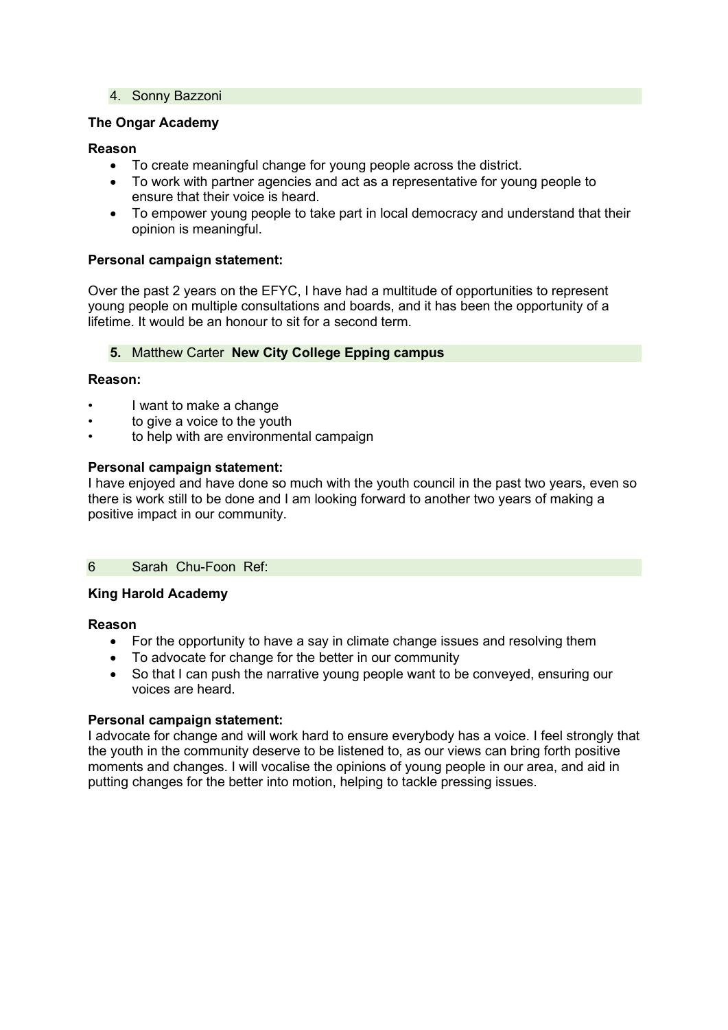4. Sonny Bazzoni

**The Ongar Academy**

**Reason**

- To create meaningful change for young people across the district.
- To work with partner agencies and act as a representative for young people to ensure that their voice is heard.
- To empower young people to take part in local democracy and understand that their opinion is meaningful.

**Personal campaign statement:**

Over the past 2 years on the EFYC, I have had a multitude of opportunities to represent young people on multiple consultations and boards, and it has been the opportunity of a lifetime. It would be an honour to sit for a second term.

**5.** Matthew Carter **New City College Epping campus**

**Reason:**

- I want to make a change
- to give a voice to the youth
- to help with are environmental campaign

**Personal campaign statement:**

I have enjoyed and have done so much with the youth council in the past two years, even so there is work still to be done and I am looking forward to another two years of making a positive impact in our community.

6 Sarah Chu-Foon Ref:

**King Harold Academy**

**Reason**

- For the opportunity to have a say in climate change issues and resolving them
- To advocate for change for the better in our community
- So that I can push the narrative young people want to be conveyed, ensuring our voices are heard.

**Personal campaign statement:**

I advocate for change and will work hard to ensure everybody has a voice. I feel strongly that the youth in the community deserve to be listened to, as our views can bring forth positive moments and changes. I will vocalise the opinions of young people in our area, and aid in putting changes for the better into motion, helping to tackle pressing issues.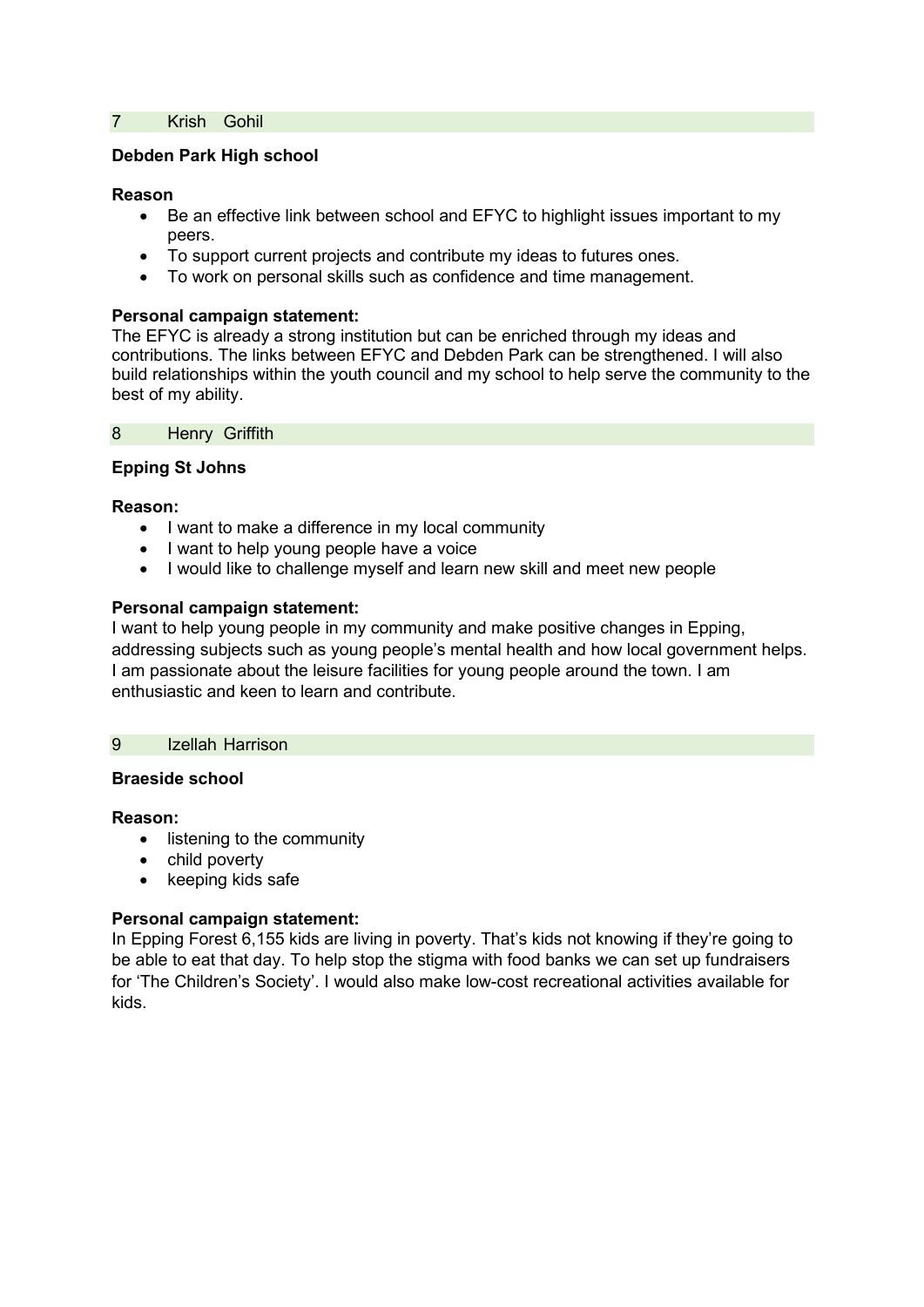## 7 Krish Gohil

**Debden Park High school**

**Reason**

- Be an effective link between school and EFYC to highlight issues important to my peers.
- To support current projects and contribute my ideas to futures ones.
- To work on personal skills such as confidence and time management.

**Personal campaign statement:**

The EFYC is already a strong institution but can be enriched through my ideas and contributions. The links between EFYC and Debden Park can be strengthened. I will also build relationships within the youth council and my school to help serve the community to the best of my ability.

## 8 Henry Griffith

**Epping St Johns**

**Reason:**

- I want to make a difference in my local community
- I want to help young people have a voice
- I would like to challenge myself and learn new skill and meet new people

**Personal campaign statement:**

I want to help young people in my community and make positive changes in Epping, addressing subjects such as young people's mental health and how local government helps. I am passionate about the leisure facilities for young people around the town. I am enthusiastic and keen to learn and contribute.

## 9 Izellah Harrison

**Braeside school**

**Reason:**

- listening to the community
- child poverty
- keeping kids safe

**Personal campaign statement:**

In Epping Forest 6,155 kids are living in poverty. That's kids not knowing if they're going to be able to eat that day. To help stop the stigma with food banks we can set up fundraisers for 'The Children's Society'. I would also make low-cost recreational activities available for kids.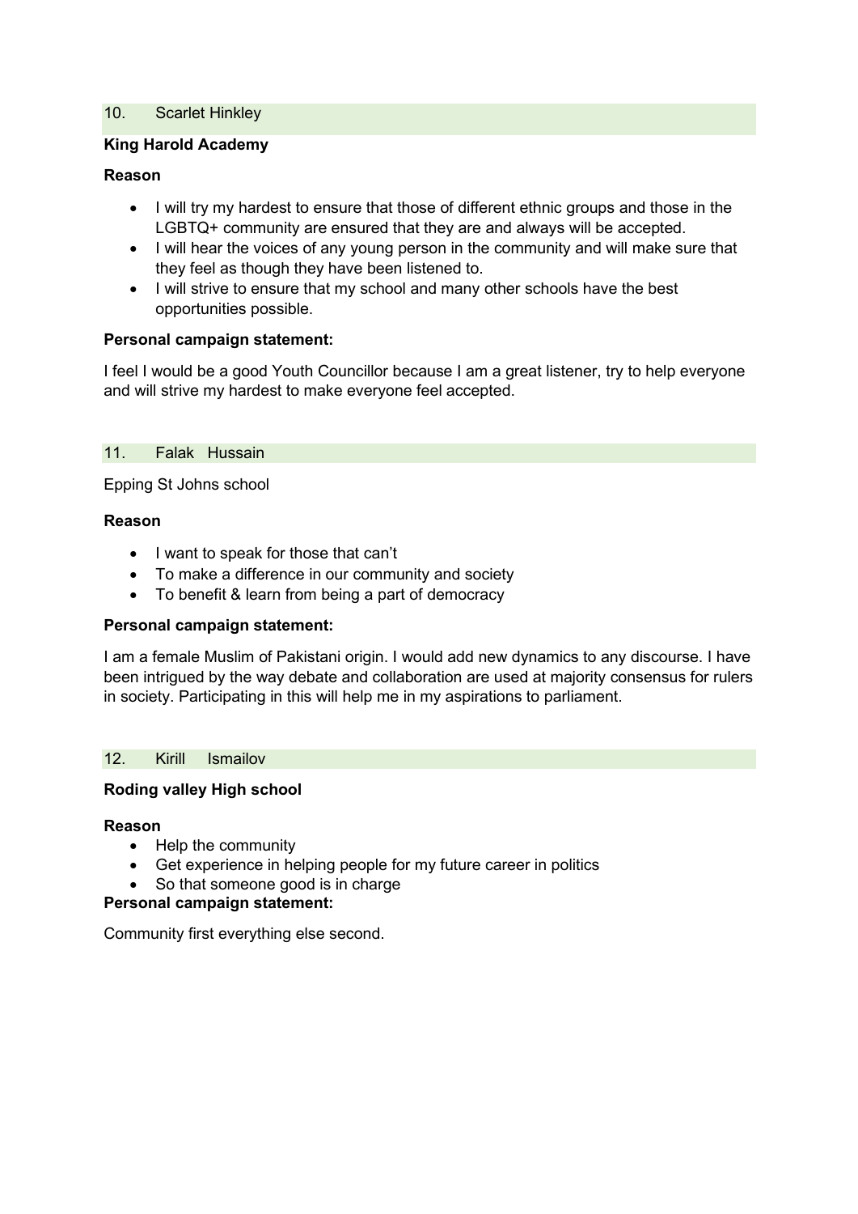## 10. Scarlet Hinkley

**King Harold Academy**

**Reason**

- I will try my hardest to ensure that those of different ethnic groups and those in the LGBTQ+ community are ensured that they are and always will be accepted.
- I will hear the voices of any young person in the community and will make sure that they feel as though they have been listened to.
- I will strive to ensure that my school and many other schools have the best opportunities possible.

**Personal campaign statement:**

I feel I would be a good Youth Councillor because I am a great listener, try to help everyone and will strive my hardest to make everyone feel accepted.

## 11. Falak Hussain

Epping St Johns school

**Reason**

- I want to speak for those that can't
- To make a difference in our community and society
- To benefit & learn from being a part of democracy

**Personal campaign statement:**

I am a female Muslim of Pakistani origin. I would add new dynamics to any discourse. I have been intrigued by the way debate and collaboration are used at majority consensus for rulers in society. Participating in this will help me in my aspirations to parliament.

## 12. Kirill Ismailov

**Roding valley High school**

**Reason**

- Help the community
- Get experience in helping people for my future career in politics
- So that someone good is in charge

**Personal campaign statement:**

Community first everything else second.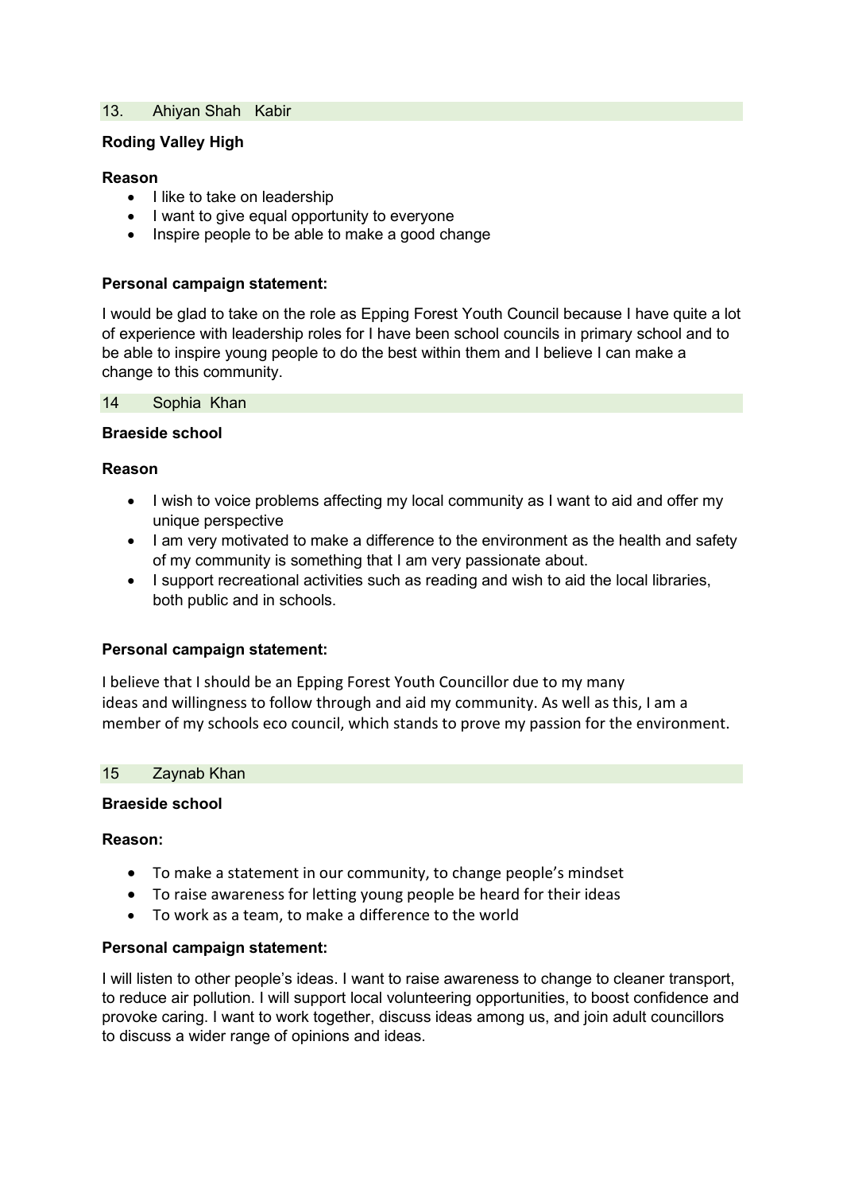### 13. Ahiyan Shah Kabir

**Roding Valley High**

**Reason**

- I like to take on leadership
- I want to give equal opportunity to everyone
- Inspire people to be able to make a good change

**Personal campaign statement:**

I would be glad to take on the role as Epping Forest Youth Council because I have quite a lot of experience with leadership roles for I have been school councils in primary school and to be able to inspire young people to do the best within them and I believe I can make a change to this community.

### 14 Sophia Khan

**Braeside school**

**Reason**

- I wish to voice problems affecting my local community as I want to aid and offer my unique perspective
- I am very motivated to make a difference to the environment as the health and safety of my community is something that I am very passionate about.
- I support recreational activities such as reading and wish to aid the local libraries, both public and in schools.

**Personal campaign statement:**

I believe that I should be an Epping Forest Youth Councillor due to my many ideas and willingness to follow through and aid my community. As well as this, I am a member of my schools eco council, which stands to prove my passion for the environment.

### 15 Zaynab Khan

**Braeside school**

**Reason:**

- To make a statement in our community, to change people's mindset
- To raise awareness for letting young people be heard for their ideas
- To work as a team, to make a difference to the world

**Personal campaign statement:**

I will listen to other people's ideas. I want to raise awareness to change to cleaner transport, to reduce air pollution. I will support local volunteering opportunities, to boost confidence and provoke caring. I want to work together, discuss ideas among us, and join adult councillors to discuss a wider range of opinions and ideas.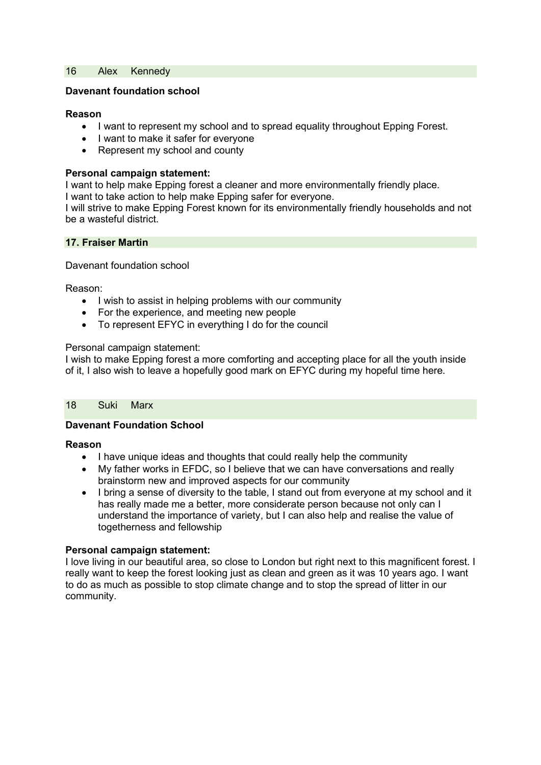## 16 Alex Kennedy

**Davenant foundation school**

**Reason**

- I want to represent my school and to spread equality throughout Epping Forest.
- I want to make it safer for everyone
- Represent my school and county

**Personal campaign statement:**

I want to help make Epping forest a cleaner and more environmentally friendly place.
I want to take action to help make Epping safer for everyone.
I will strive to make Epping Forest known for its environmentally friendly households and not be a wasteful district.

## 17. Fraiser Martin

Davenant foundation school

Reason:

- I wish to assist in helping problems with our community
- For the experience, and meeting new people
- To represent EFYC in everything I do for the council

Personal campaign statement:

I wish to make Epping forest a more comforting and accepting place for all the youth inside of it, I also wish to leave a hopefully good mark on EFYC during my hopeful time here.

## 18 Suki Marx

**Davenant Foundation School**

**Reason**

- I have unique ideas and thoughts that could really help the community
- My father works in EFDC, so I believe that we can have conversations and really brainstorm new and improved aspects for our community
- I bring a sense of diversity to the table, I stand out from everyone at my school and it has really made me a better, more considerate person because not only can I understand the importance of variety, but I can also help and realise the value of togetherness and fellowship

**Personal campaign statement:**

I love living in our beautiful area, so close to London but right next to this magnificent forest. I really want to keep the forest looking just as clean and green as it was 10 years ago. I want to do as much as possible to stop climate change and to stop the spread of litter in our community.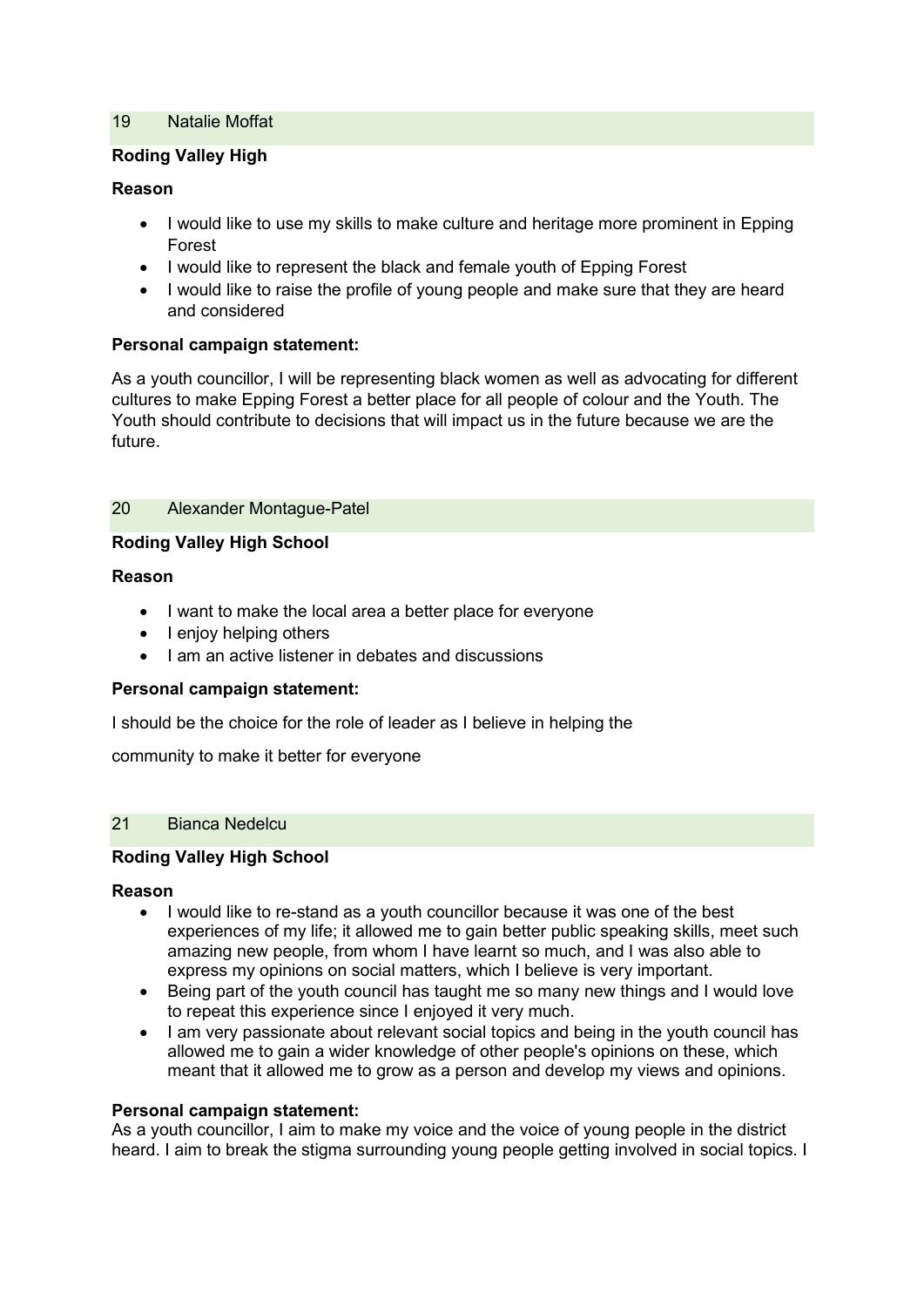## 19 Natalie Moffat

**Roding Valley High**

**Reason**

- I would like to use my skills to make culture and heritage more prominent in Epping Forest
- I would like to represent the black and female youth of Epping Forest
- I would like to raise the profile of young people and make sure that they are heard and considered

**Personal campaign statement:**

As a youth councillor, I will be representing black women as well as advocating for different cultures to make Epping Forest a better place for all people of colour and the Youth. The Youth should contribute to decisions that will impact us in the future because we are the future.

## 20 Alexander Montague-Patel

**Roding Valley High School**

**Reason**

- I want to make the local area a better place for everyone
- I enjoy helping others
- I am an active listener in debates and discussions

**Personal campaign statement:**

I should be the choice for the role of leader as I believe in helping the

community to make it better for everyone

## 21 Bianca Nedelcu

**Roding Valley High School**

**Reason**

- I would like to re-stand as a youth councillor because it was one of the best experiences of my life; it allowed me to gain better public speaking skills, meet such amazing new people, from whom I have learnt so much, and I was also able to express my opinions on social matters, which I believe is very important.
- Being part of the youth council has taught me so many new things and I would love to repeat this experience since I enjoyed it very much.
- I am very passionate about relevant social topics and being in the youth council has allowed me to gain a wider knowledge of other people's opinions on these, which meant that it allowed me to grow as a person and develop my views and opinions.

**Personal campaign statement:**

As a youth councillor, I aim to make my voice and the voice of young people in the district heard. I aim to break the stigma surrounding young people getting involved in social topics. I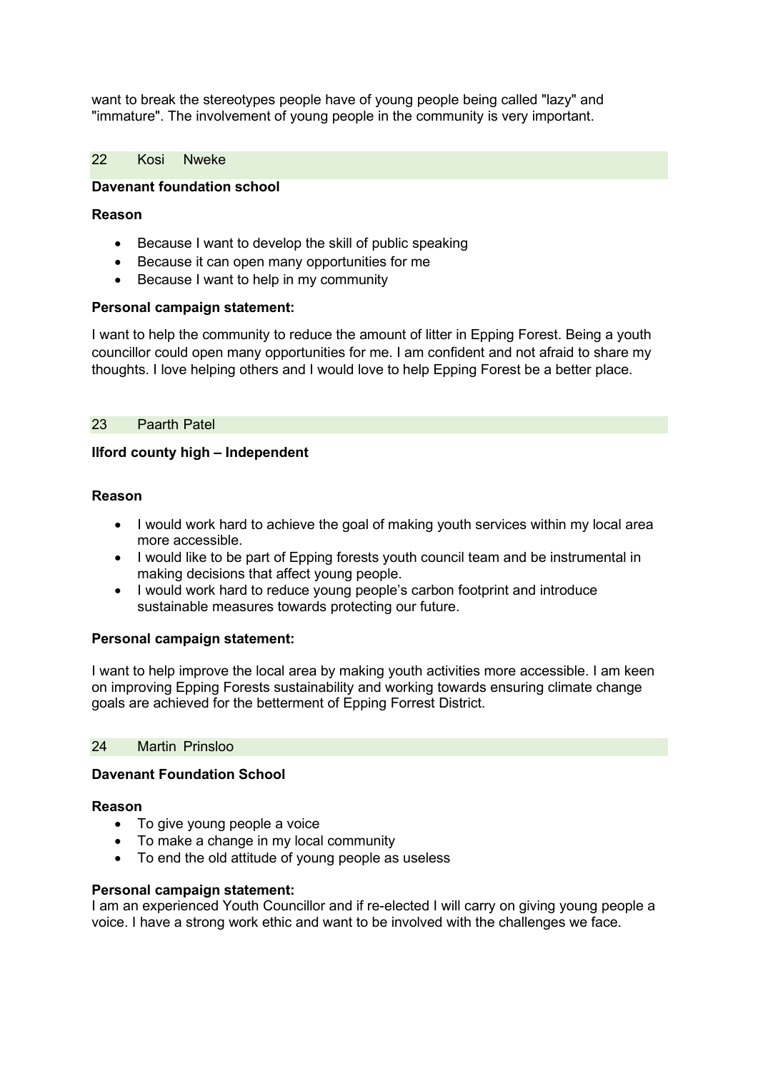want to break the stereotypes people have of young people being called "lazy" and "immature". The involvement of young people in the community is very important.

## 22 Kosi Nweke

**Davenant foundation school**

**Reason**

- Because I want to develop the skill of public speaking
- Because it can open many opportunities for me
- Because I want to help in my community

**Personal campaign statement:**

I want to help the community to reduce the amount of litter in Epping Forest. Being a youth councillor could open many opportunities for me. I am confident and not afraid to share my thoughts. I love helping others and I would love to help Epping Forest be a better place.

## 23 Paarth Patel

**Ilford county high – Independent**

**Reason**

- I would work hard to achieve the goal of making youth services within my local area more accessible.
- I would like to be part of Epping forests youth council team and be instrumental in making decisions that affect young people.
- I would work hard to reduce young people's carbon footprint and introduce sustainable measures towards protecting our future.

**Personal campaign statement:**

I want to help improve the local area by making youth activities more accessible. I am keen on improving Epping Forests sustainability and working towards ensuring climate change goals are achieved for the betterment of Epping Forrest District.

## 24 Martin Prinsloo

**Davenant Foundation School**

**Reason**

- To give young people a voice
- To make a change in my local community
- To end the old attitude of young people as useless

**Personal campaign statement:**

I am an experienced Youth Councillor and if re-elected I will carry on giving young people a voice. I have a strong work ethic and want to be involved with the challenges we face.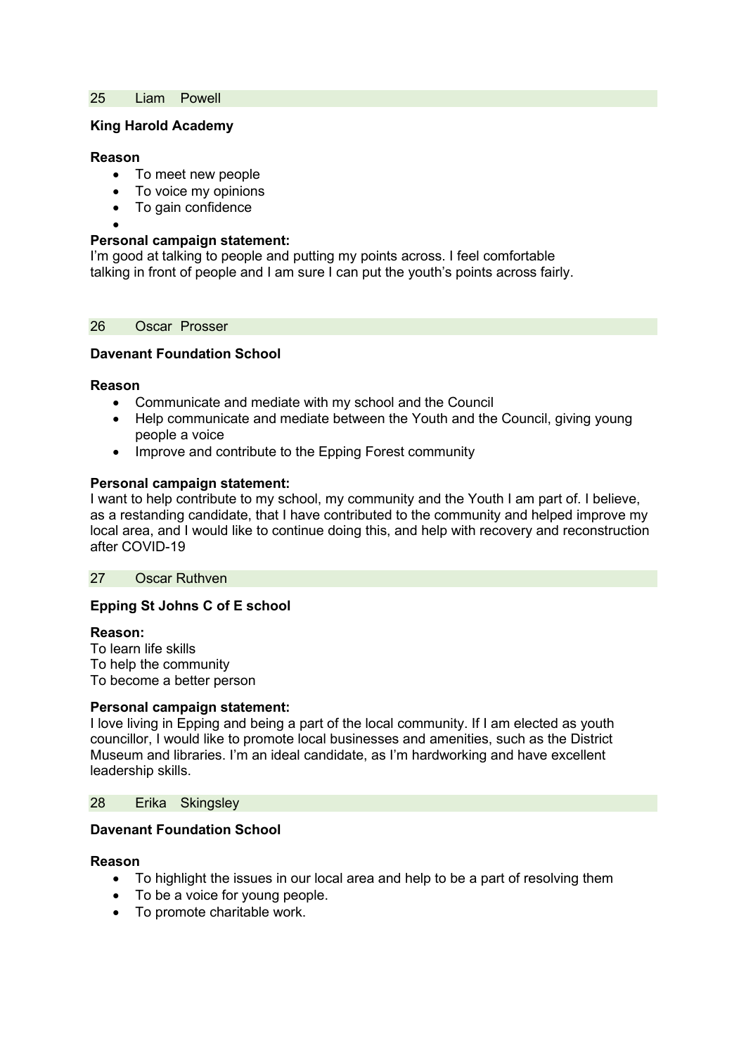25 Liam Powell

**King Harold Academy**

**Reason**

- To meet new people
- To voice my opinions
- To gain confidence

**Personal campaign statement:**
I'm good at talking to people and putting my points across. I feel comfortable talking in front of people and I am sure I can put the youth's points across fairly.

26 Oscar Prosser

**Davenant Foundation School**

**Reason**

- Communicate and mediate with my school and the Council
- Help communicate and mediate between the Youth and the Council, giving young people a voice
- Improve and contribute to the Epping Forest community

**Personal campaign statement:**
I want to help contribute to my school, my community and the Youth I am part of. I believe, as a restanding candidate, that I have contributed to the community and helped improve my local area, and I would like to continue doing this, and help with recovery and reconstruction after COVID-19

27 Oscar Ruthven

**Epping St Johns C of E school**

**Reason:**
To learn life skills
To help the community
To become a better person

**Personal campaign statement:**
I love living in Epping and being a part of the local community. If I am elected as youth councillor, I would like to promote local businesses and amenities, such as the District Museum and libraries. I'm an ideal candidate, as I'm hardworking and have excellent leadership skills.

28 Erika Skingsley

**Davenant Foundation School**

**Reason**

- To highlight the issues in our local area and help to be a part of resolving them
- To be a voice for young people.
- To promote charitable work.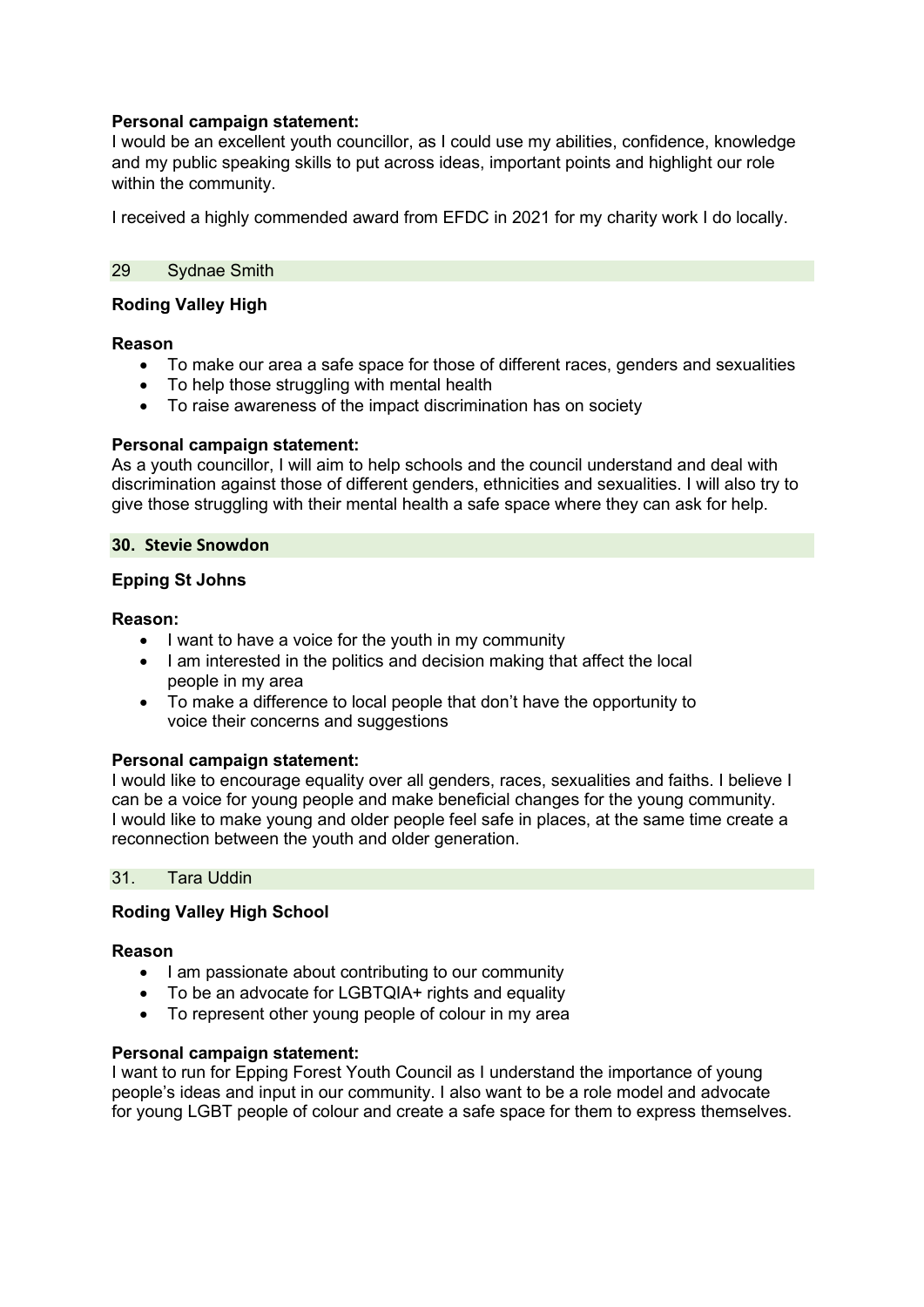**Personal campaign statement:**
I would be an excellent youth councillor, as I could use my abilities, confidence, knowledge and my public speaking skills to put across ideas, important points and highlight our role within the community.

I received a highly commended award from EFDC in 2021 for my charity work I do locally.

## 29 Sydnae Smith

**Roding Valley High**

**Reason**

- To make our area a safe space for those of different races, genders and sexualities
- To help those struggling with mental health
- To raise awareness of the impact discrimination has on society

**Personal campaign statement:**
As a youth councillor, I will aim to help schools and the council understand and deal with discrimination against those of different genders, ethnicities and sexualities. I will also try to give those struggling with their mental health a safe space where they can ask for help.

## 30. Stevie Snowdon

**Epping St Johns**

**Reason:**

- I want to have a voice for the youth in my community
- I am interested in the politics and decision making that affect the local people in my area
- To make a difference to local people that don't have the opportunity to voice their concerns and suggestions

**Personal campaign statement:**
I would like to encourage equality over all genders, races, sexualities and faiths. I believe I can be a voice for young people and make beneficial changes for the young community. I would like to make young and older people feel safe in places, at the same time create a reconnection between the youth and older generation.

## 31. Tara Uddin

**Roding Valley High School**

**Reason**

- I am passionate about contributing to our community
- To be an advocate for LGBTQIA+ rights and equality
- To represent other young people of colour in my area

**Personal campaign statement:**
I want to run for Epping Forest Youth Council as I understand the importance of young people's ideas and input in our community. I also want to be a role model and advocate for young LGBT people of colour and create a safe space for them to express themselves.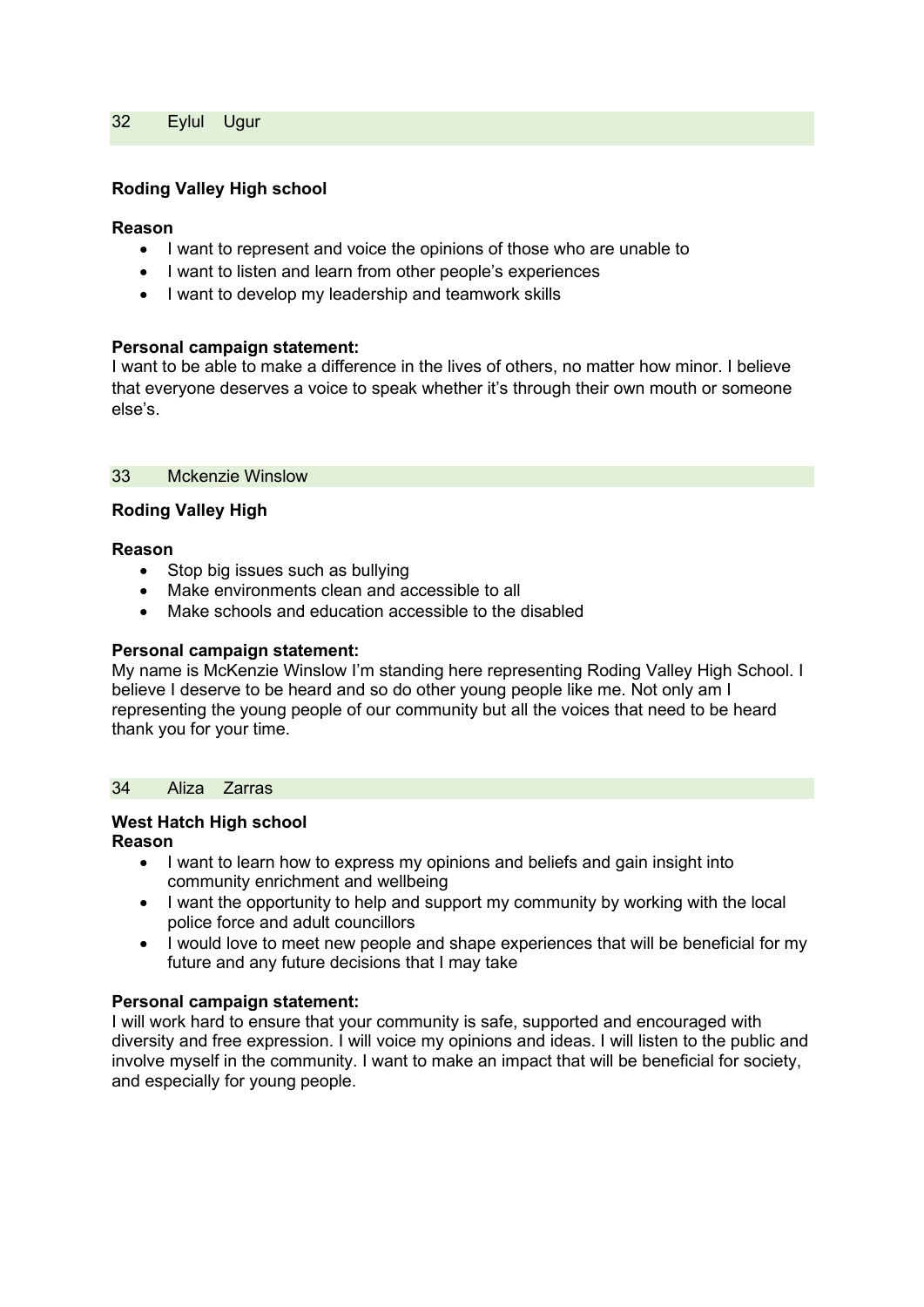32 Eylul Ugur

**Roding Valley High school**

**Reason**

- I want to represent and voice the opinions of those who are unable to
- I want to listen and learn from other people's experiences
- I want to develop my leadership and teamwork skills

**Personal campaign statement:**
I want to be able to make a difference in the lives of others, no matter how minor. I believe that everyone deserves a voice to speak whether it's through their own mouth or someone else's.

33 Mckenzie Winslow

**Roding Valley High**

**Reason**

- Stop big issues such as bullying
- Make environments clean and accessible to all
- Make schools and education accessible to the disabled

**Personal campaign statement:**
My name is McKenzie Winslow I'm standing here representing Roding Valley High School. I believe I deserve to be heard and so do other young people like me. Not only am I representing the young people of our community but all the voices that need to be heard thank you for your time.

34 Aliza Zarras

**West Hatch High school**

**Reason**

- I want to learn how to express my opinions and beliefs and gain insight into community enrichment and wellbeing
- I want the opportunity to help and support my community by working with the local police force and adult councillors
- I would love to meet new people and shape experiences that will be beneficial for my future and any future decisions that I may take

**Personal campaign statement:**
I will work hard to ensure that your community is safe, supported and encouraged with diversity and free expression. I will voice my opinions and ideas. I will listen to the public and involve myself in the community. I want to make an impact that will be beneficial for society, and especially for young people.